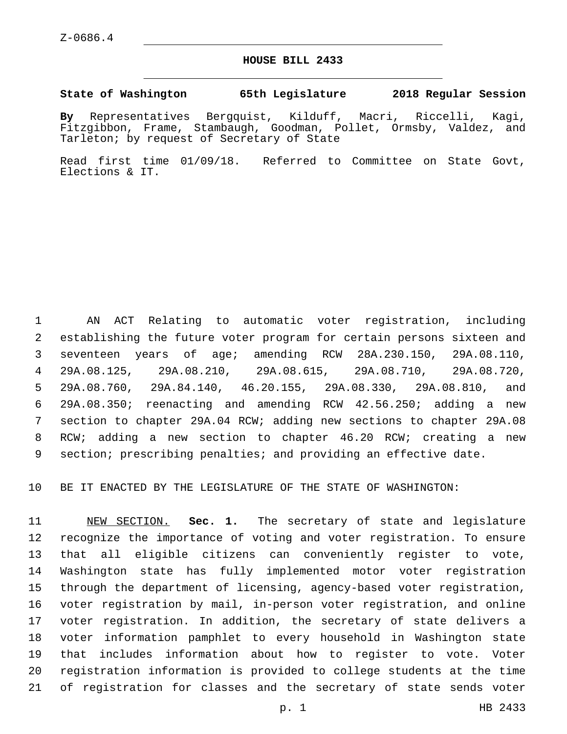Z-0686.4

# HOUSE BILL 2433

**State of Washington 65th Legislature 2018 Regular Session**

**By** Representatives Bergquist, Kilduff, Macri, Riccelli, Kagi, Fitzgibbon, Frame, Stambaugh, Goodman, Pollet, Ormsby, Valdez, and Tarleton; by request of Secretary of State

Read first time 01/09/18. Referred to Committee on State Govt, Elections & IT.

AN ACT Relating to automatic voter registration, including establishing the future voter program for certain persons sixteen and seventeen years of age; amending RCW 28A.230.150, 29A.08.110, 29A.08.125, 29A.08.210, 29A.08.615, 29A.08.710, 29A.08.720, 29A.08.760, 29A.84.140, 46.20.155, 29A.08.330, 29A.08.810, and 29A.08.350; reenacting and amending RCW 42.56.250; adding a new section to chapter 29A.04 RCW; adding new sections to chapter 29A.08 RCW; adding a new section to chapter 46.20 RCW; creating a new section; prescribing penalties; and providing an effective date.

BE IT ENACTED BY THE LEGISLATURE OF THE STATE OF WASHINGTON:

NEW SECTION. **Sec. 1.** The secretary of state and legislature recognize the importance of voting and voter registration. To ensure that all eligible citizens can conveniently register to vote, Washington state has fully implemented motor voter registration through the department of licensing, agency-based voter registration, voter registration by mail, in-person voter registration, and online voter registration. In addition, the secretary of state delivers a voter information pamphlet to every household in Washington state that includes information about how to register to vote. Voter registration information is provided to college students at the time of registration for classes and the secretary of state sends voter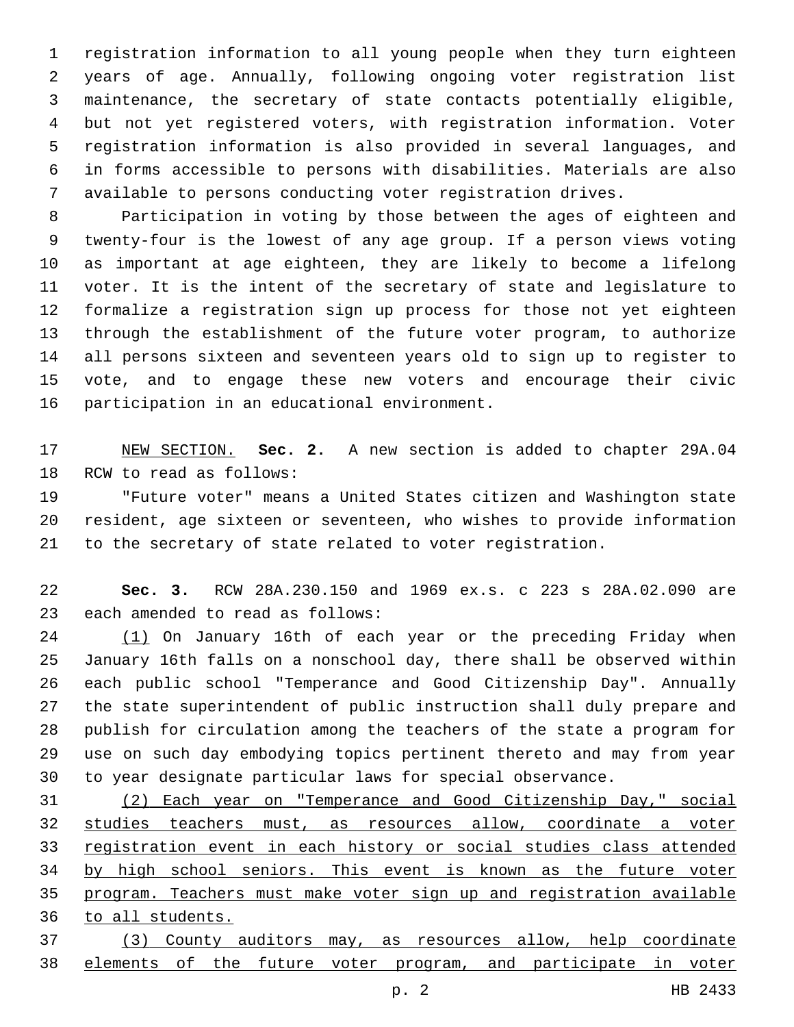registration information to all young people when they turn eighteen years of age. Annually, following ongoing voter registration list maintenance, the secretary of state contacts potentially eligible, but not yet registered voters, with registration information. Voter registration information is also provided in several languages, and in forms accessible to persons with disabilities. Materials are also available to persons conducting voter registration drives.

Participation in voting by those between the ages of eighteen and twenty-four is the lowest of any age group. If a person views voting as important at age eighteen, they are likely to become a lifelong voter. It is the intent of the secretary of state and legislature to formalize a registration sign up process for those not yet eighteen through the establishment of the future voter program, to authorize all persons sixteen and seventeen years old to sign up to register to vote, and to engage these new voters and encourage their civic participation in an educational environment.

NEW SECTION. **Sec. 2.** A new section is added to chapter 29A.04 RCW to read as follows:

"Future voter" means a United States citizen and Washington state resident, age sixteen or seventeen, who wishes to provide information to the secretary of state related to voter registration.

**Sec. 3.** RCW 28A.230.150 and 1969 ex.s. c 223 s 28A.02.090 are each amended to read as follows:

(1) On January 16th of each year or the preceding Friday when January 16th falls on a nonschool day, there shall be observed within each public school "Temperance and Good Citizenship Day". Annually the state superintendent of public instruction shall duly prepare and publish for circulation among the teachers of the state a program for use on such day embodying topics pertinent thereto and may from year to year designate particular laws for special observance.

(2) Each year on "Temperance and Good Citizenship Day," social studies teachers must, as resources allow, coordinate a voter registration event in each history or social studies class attended by high school seniors. This event is known as the future voter program. Teachers must make voter sign up and registration available to all students.

(3) County auditors may, as resources allow, help coordinate elements of the future voter program, and participate in voter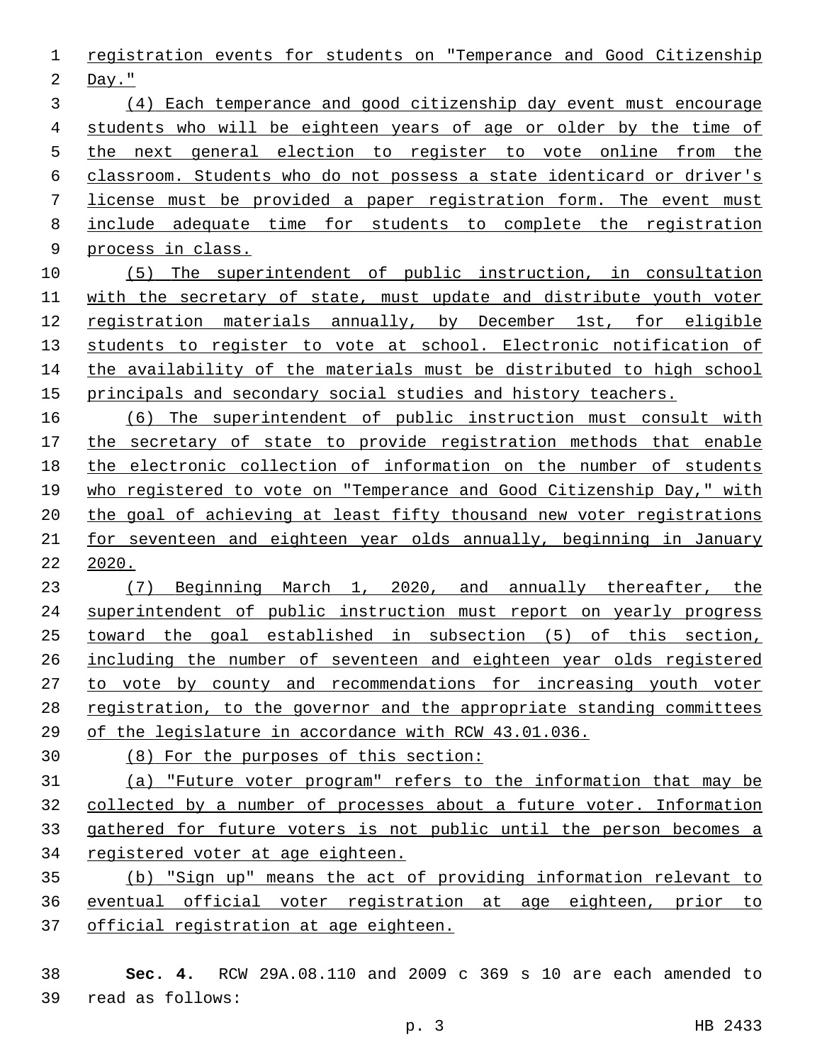registration events for students on "Temperance and Good Citizenship Day."

(4) Each temperance and good citizenship day event must encourage students who will be eighteen years of age or older by the time of the next general election to register to vote online from the classroom. Students who do not possess a state identicard or driver's license must be provided a paper registration form. The event must include adequate time for students to complete the registration process in class.

(5) The superintendent of public instruction, in consultation with the secretary of state, must update and distribute youth voter registration materials annually, by December 1st, for eligible students to register to vote at school. Electronic notification of the availability of the materials must be distributed to high school principals and secondary social studies and history teachers.

(6) The superintendent of public instruction must consult with the secretary of state to provide registration methods that enable the electronic collection of information on the number of students who registered to vote on "Temperance and Good Citizenship Day," with the goal of achieving at least fifty thousand new voter registrations for seventeen and eighteen year olds annually, beginning in January 2020.

(7) Beginning March 1, 2020, and annually thereafter, the superintendent of public instruction must report on yearly progress toward the goal established in subsection (5) of this section, including the number of seventeen and eighteen year olds registered to vote by county and recommendations for increasing youth voter registration, to the governor and the appropriate standing committees of the legislature in accordance with RCW 43.01.036.

(8) For the purposes of this section:

(a) "Future voter program" refers to the information that may be collected by a number of processes about a future voter. Information gathered for future voters is not public until the person becomes a registered voter at age eighteen.

(b) "Sign up" means the act of providing information relevant to eventual official voter registration at age eighteen, prior to official registration at age eighteen.

**Sec. 4.** RCW 29A.08.110 and 2009 c 369 s 10 are each amended to read as follows: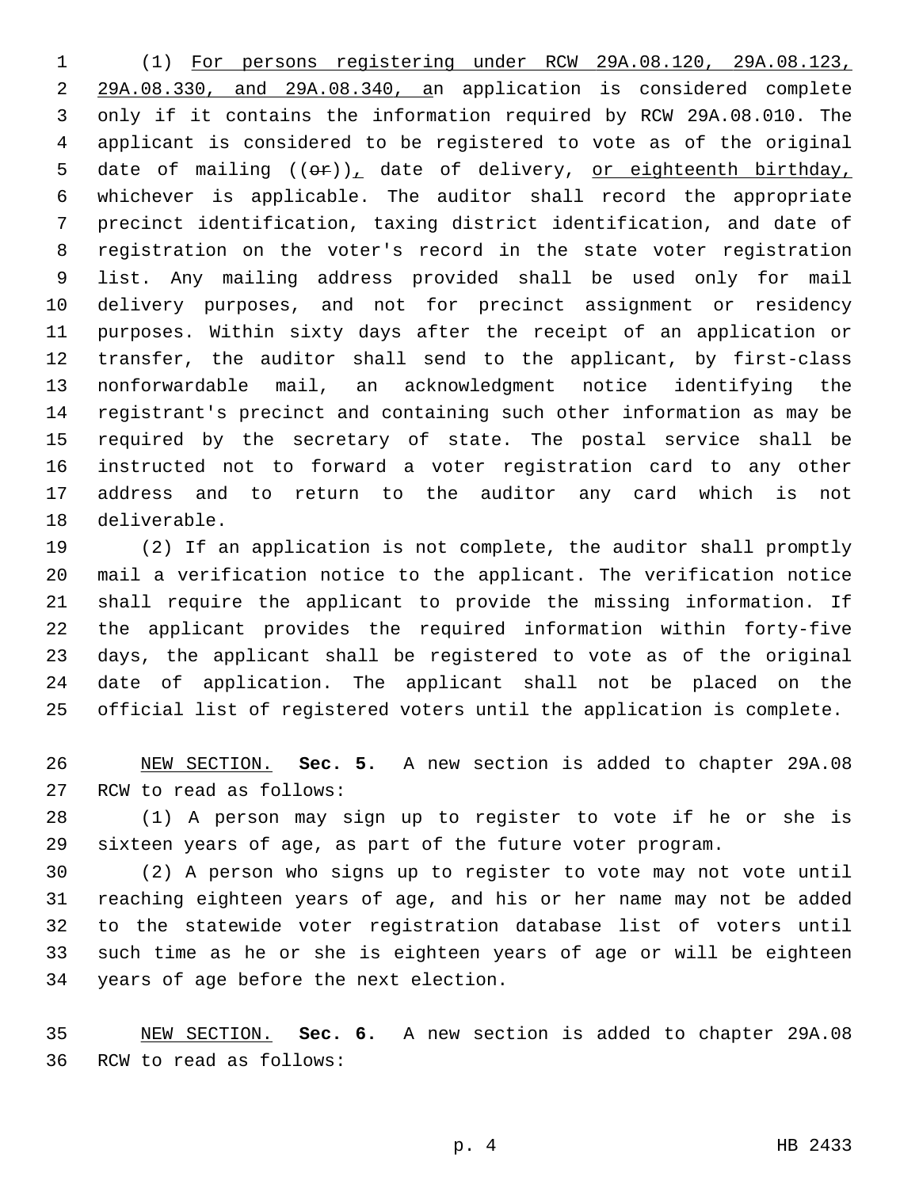(1) For persons registering under RCW 29A.08.120, 29A.08.123, 29A.08.330, and 29A.08.340, an application is considered complete only if it contains the information required by RCW 29A.08.010. The applicant is considered to be registered to vote as of the original date of mailing ((~~or~~)), date of delivery, or eighteenth birthday, whichever is applicable. The auditor shall record the appropriate precinct identification, taxing district identification, and date of registration on the voter's record in the state voter registration list. Any mailing address provided shall be used only for mail delivery purposes, and not for precinct assignment or residency purposes. Within sixty days after the receipt of an application or transfer, the auditor shall send to the applicant, by first-class nonforwardable mail, an acknowledgment notice identifying the registrant's precinct and containing such other information as may be required by the secretary of state. The postal service shall be instructed not to forward a voter registration card to any other address and to return to the auditor any card which is not deliverable.

(2) If an application is not complete, the auditor shall promptly mail a verification notice to the applicant. The verification notice shall require the applicant to provide the missing information. If the applicant provides the required information within forty-five days, the applicant shall be registered to vote as of the original date of application. The applicant shall not be placed on the official list of registered voters until the application is complete.

NEW SECTION. **Sec. 5.** A new section is added to chapter 29A.08 RCW to read as follows:

(1) A person may sign up to register to vote if he or she is sixteen years of age, as part of the future voter program.

(2) A person who signs up to register to vote may not vote until reaching eighteen years of age, and his or her name may not be added to the statewide voter registration database list of voters until such time as he or she is eighteen years of age or will be eighteen years of age before the next election.

NEW SECTION. **Sec. 6.** A new section is added to chapter 29A.08 RCW to read as follows: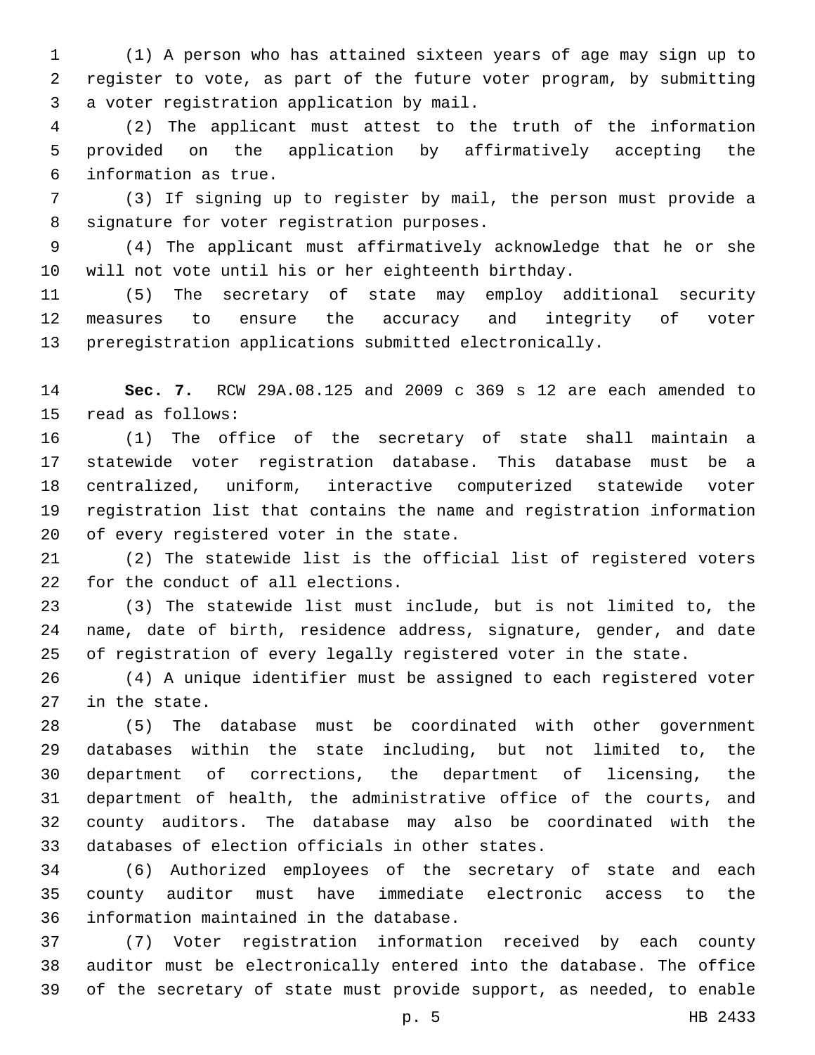(1) A person who has attained sixteen years of age may sign up to register to vote, as part of the future voter program, by submitting a voter registration application by mail.

(2) The applicant must attest to the truth of the information provided on the application by affirmatively accepting the information as true.

(3) If signing up to register by mail, the person must provide a signature for voter registration purposes.

(4) The applicant must affirmatively acknowledge that he or she will not vote until his or her eighteenth birthday.

(5) The secretary of state may employ additional security measures to ensure the accuracy and integrity of voter preregistration applications submitted electronically.

**Sec. 7.** RCW 29A.08.125 and 2009 c 369 s 12 are each amended to read as follows:

(1) The office of the secretary of state shall maintain a statewide voter registration database. This database must be a centralized, uniform, interactive computerized statewide voter registration list that contains the name and registration information of every registered voter in the state.

(2) The statewide list is the official list of registered voters for the conduct of all elections.

(3) The statewide list must include, but is not limited to, the name, date of birth, residence address, signature, gender, and date of registration of every legally registered voter in the state.

(4) A unique identifier must be assigned to each registered voter in the state.

(5) The database must be coordinated with other government databases within the state including, but not limited to, the department of corrections, the department of licensing, the department of health, the administrative office of the courts, and county auditors. The database may also be coordinated with the databases of election officials in other states.

(6) Authorized employees of the secretary of state and each county auditor must have immediate electronic access to the information maintained in the database.

(7) Voter registration information received by each county auditor must be electronically entered into the database. The office of the secretary of state must provide support, as needed, to enable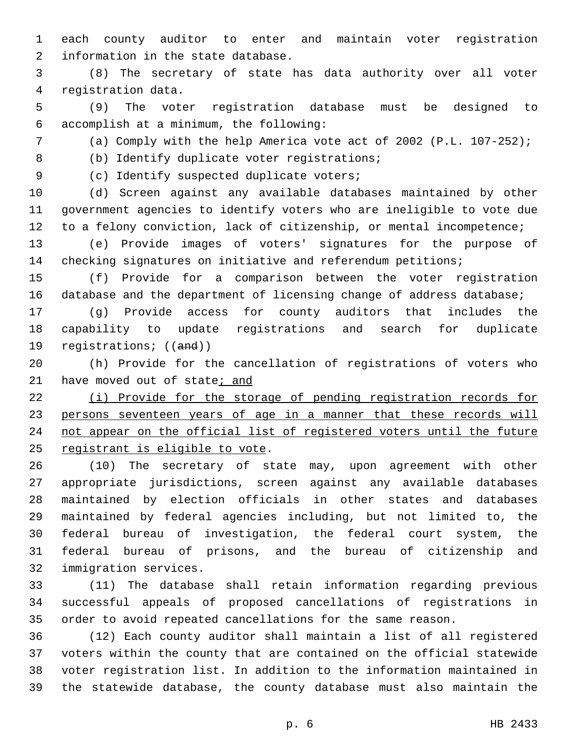each county auditor to enter and maintain voter registration information in the state database.

(8) The secretary of state has data authority over all voter registration data.

(9) The voter registration database must be designed to accomplish at a minimum, the following:

(a) Comply with the help America vote act of 2002 (P.L. 107-252);

(b) Identify duplicate voter registrations;

(c) Identify suspected duplicate voters;

(d) Screen against any available databases maintained by other government agencies to identify voters who are ineligible to vote due to a felony conviction, lack of citizenship, or mental incompetence;

(e) Provide images of voters' signatures for the purpose of checking signatures on initiative and referendum petitions;

(f) Provide for a comparison between the voter registration database and the department of licensing change of address database;

(g) Provide access for county auditors that includes the capability to update registrations and search for duplicate registrations; ((~~and~~))

(h) Provide for the cancellation of registrations of voters who have moved out of state<u>; and</u>

<u>(i) Provide for the storage of pending registration records for persons seventeen years of age in a manner that these records will not appear on the official list of registered voters until the future registrant is eligible to vote</u>.

(10) The secretary of state may, upon agreement with other appropriate jurisdictions, screen against any available databases maintained by election officials in other states and databases maintained by federal agencies including, but not limited to, the federal bureau of investigation, the federal court system, the federal bureau of prisons, and the bureau of citizenship and immigration services.

(11) The database shall retain information regarding previous successful appeals of proposed cancellations of registrations in order to avoid repeated cancellations for the same reason.

(12) Each county auditor shall maintain a list of all registered voters within the county that are contained on the official statewide voter registration list. In addition to the information maintained in the statewide database, the county database must also maintain the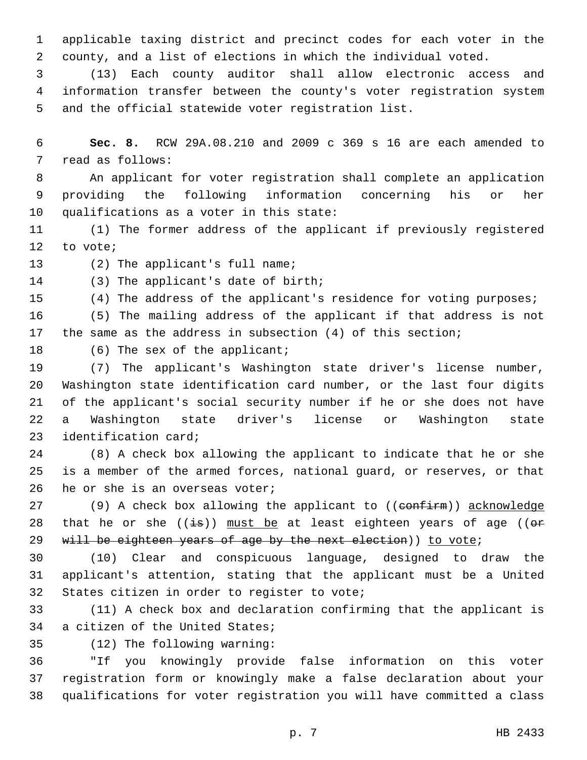applicable taxing district and precinct codes for each voter in the county, and a list of elections in which the individual voted.

(13) Each county auditor shall allow electronic access and information transfer between the county's voter registration system and the official statewide voter registration list.

**Sec. 8.** RCW 29A.08.210 and 2009 c 369 s 16 are each amended to read as follows:

An applicant for voter registration shall complete an application providing the following information concerning his or her qualifications as a voter in this state:

(1) The former address of the applicant if previously registered to vote;

(2) The applicant's full name;

(3) The applicant's date of birth;

(4) The address of the applicant's residence for voting purposes;

(5) The mailing address of the applicant if that address is not the same as the address in subsection (4) of this section;

(6) The sex of the applicant;

(7) The applicant's Washington state driver's license number, Washington state identification card number, or the last four digits of the applicant's social security number if he or she does not have a Washington state driver's license or Washington state identification card;

(8) A check box allowing the applicant to indicate that he or she is a member of the armed forces, national guard, or reserves, or that he or she is an overseas voter;

(9) A check box allowing the applicant to ((~~confirm~~)) <u>acknowledge</u> that he or she ((~~is~~)) <u>must be</u> at least eighteen years of age ((~~or will be eighteen years of age by the next election~~)) <u>to vote</u>;

(10) Clear and conspicuous language, designed to draw the applicant's attention, stating that the applicant must be a United States citizen in order to register to vote;

(11) A check box and declaration confirming that the applicant is a citizen of the United States;

(12) The following warning:

"If you knowingly provide false information on this voter registration form or knowingly make a false declaration about your qualifications for voter registration you will have committed a class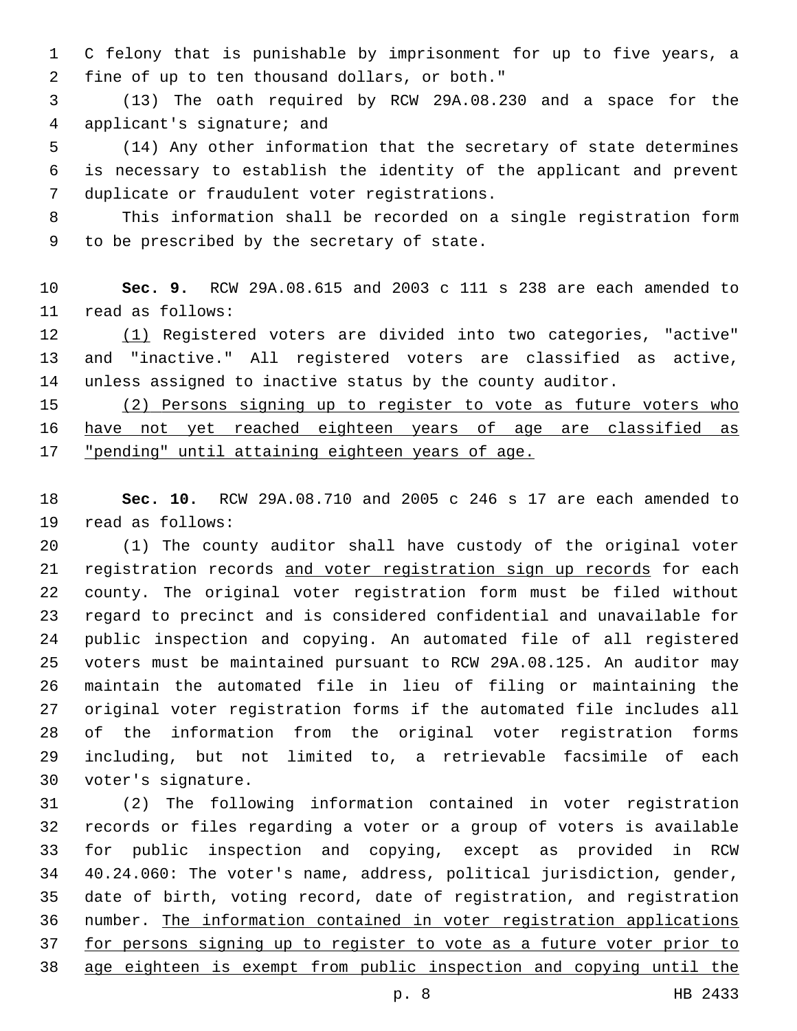C felony that is punishable by imprisonment for up to five years, a fine of up to ten thousand dollars, or both."

(13) The oath required by RCW 29A.08.230 and a space for the applicant's signature; and

(14) Any other information that the secretary of state determines is necessary to establish the identity of the applicant and prevent duplicate or fraudulent voter registrations.

This information shall be recorded on a single registration form to be prescribed by the secretary of state.

**Sec. 9.** RCW 29A.08.615 and 2003 c 111 s 238 are each amended to read as follows:

(1) Registered voters are divided into two categories, "active" and "inactive." All registered voters are classified as active, unless assigned to inactive status by the county auditor.

(2) Persons signing up to register to vote as future voters who have not yet reached eighteen years of age are classified as "pending" until attaining eighteen years of age.

**Sec. 10.** RCW 29A.08.710 and 2005 c 246 s 17 are each amended to read as follows:

(1) The county auditor shall have custody of the original voter registration records and voter registration sign up records for each county. The original voter registration form must be filed without regard to precinct and is considered confidential and unavailable for public inspection and copying. An automated file of all registered voters must be maintained pursuant to RCW 29A.08.125. An auditor may maintain the automated file in lieu of filing or maintaining the original voter registration forms if the automated file includes all of the information from the original voter registration forms including, but not limited to, a retrievable facsimile of each voter's signature.

(2) The following information contained in voter registration records or files regarding a voter or a group of voters is available for public inspection and copying, except as provided in RCW 40.24.060: The voter's name, address, political jurisdiction, gender, date of birth, voting record, date of registration, and registration number. The information contained in voter registration applications for persons signing up to register to vote as a future voter prior to age eighteen is exempt from public inspection and copying until the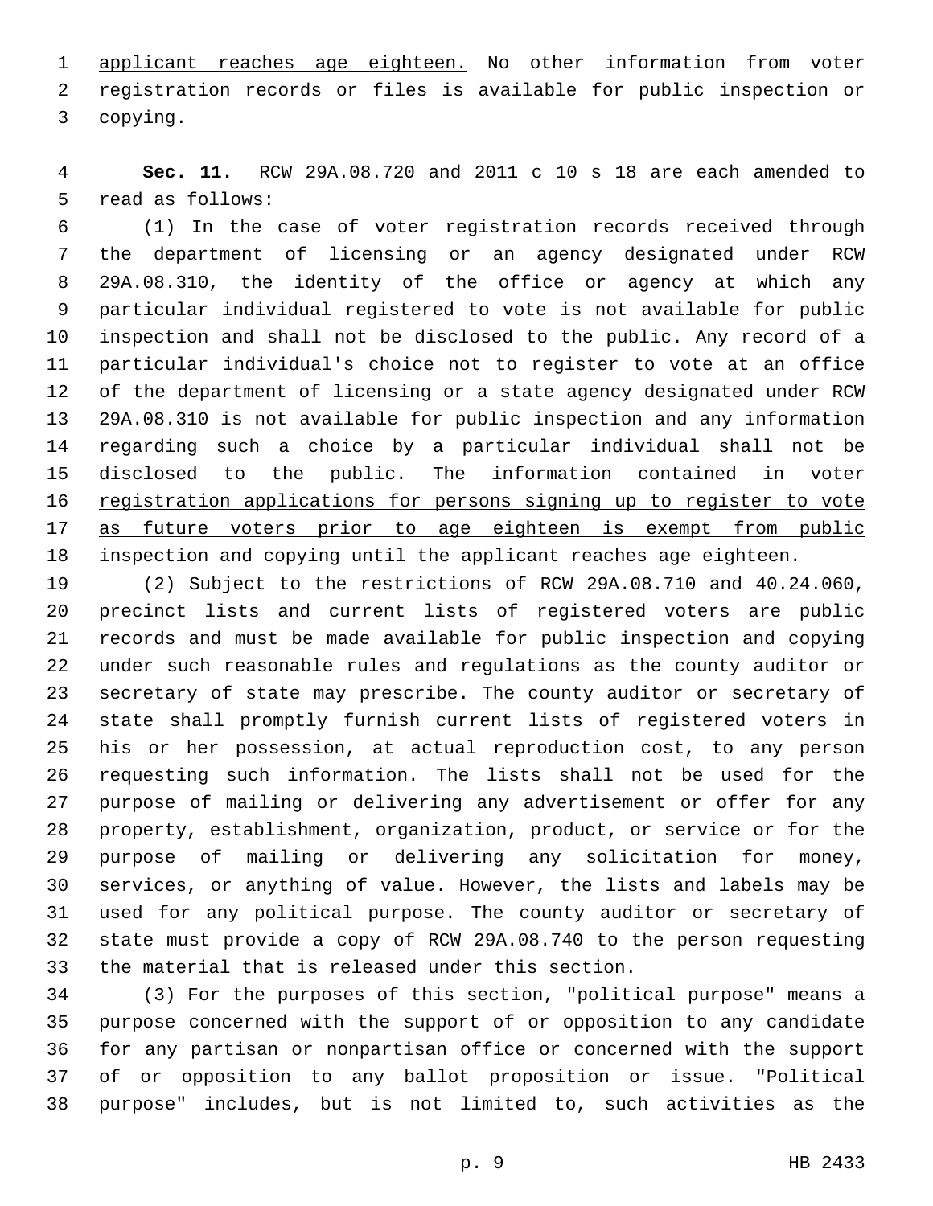applicant reaches age eighteen. No other information from voter registration records or files is available for public inspection or copying.

**Sec. 11.** RCW 29A.08.720 and 2011 c 10 s 18 are each amended to read as follows:

(1) In the case of voter registration records received through the department of licensing or an agency designated under RCW 29A.08.310, the identity of the office or agency at which any particular individual registered to vote is not available for public inspection and shall not be disclosed to the public. Any record of a particular individual's choice not to register to vote at an office of the department of licensing or a state agency designated under RCW 29A.08.310 is not available for public inspection and any information regarding such a choice by a particular individual shall not be disclosed to the public. The information contained in voter registration applications for persons signing up to register to vote as future voters prior to age eighteen is exempt from public inspection and copying until the applicant reaches age eighteen.

(2) Subject to the restrictions of RCW 29A.08.710 and 40.24.060, precinct lists and current lists of registered voters are public records and must be made available for public inspection and copying under such reasonable rules and regulations as the county auditor or secretary of state may prescribe. The county auditor or secretary of state shall promptly furnish current lists of registered voters in his or her possession, at actual reproduction cost, to any person requesting such information. The lists shall not be used for the purpose of mailing or delivering any advertisement or offer for any property, establishment, organization, product, or service or for the purpose of mailing or delivering any solicitation for money, services, or anything of value. However, the lists and labels may be used for any political purpose. The county auditor or secretary of state must provide a copy of RCW 29A.08.740 to the person requesting the material that is released under this section.

(3) For the purposes of this section, "political purpose" means a purpose concerned with the support of or opposition to any candidate for any partisan or nonpartisan office or concerned with the support of or opposition to any ballot proposition or issue. "Political purpose" includes, but is not limited to, such activities as the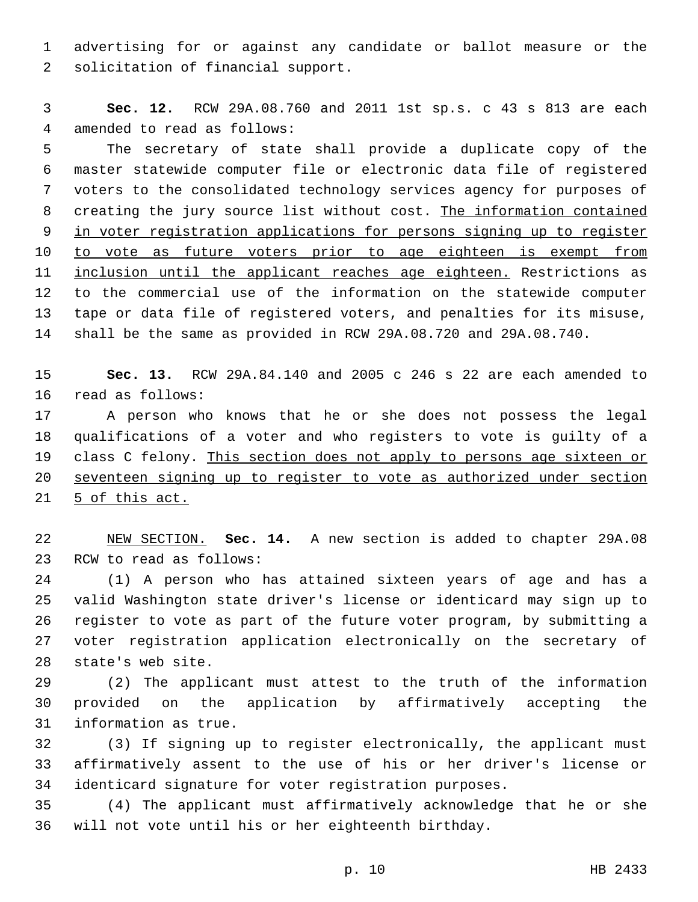advertising for or against any candidate or ballot measure or the solicitation of financial support.

**Sec. 12.** RCW 29A.08.760 and 2011 1st sp.s. c 43 s 813 are each amended to read as follows:

The secretary of state shall provide a duplicate copy of the master statewide computer file or electronic data file of registered voters to the consolidated technology services agency for purposes of creating the jury source list without cost. <u>The information contained in voter registration applications for persons signing up to register to vote as future voters prior to age eighteen is exempt from inclusion until the applicant reaches age eighteen.</u> Restrictions as to the commercial use of the information on the statewide computer tape or data file of registered voters, and penalties for its misuse, shall be the same as provided in RCW 29A.08.720 and 29A.08.740.

**Sec. 13.** RCW 29A.84.140 and 2005 c 246 s 22 are each amended to read as follows:

A person who knows that he or she does not possess the legal qualifications of a voter and who registers to vote is guilty of a class C felony. <u>This section does not apply to persons age sixteen or seventeen signing up to register to vote as authorized under section 5 of this act.</u>

<u>NEW SECTION.</u> **Sec. 14.** A new section is added to chapter 29A.08 RCW to read as follows:

(1) A person who has attained sixteen years of age and has a valid Washington state driver's license or identicard may sign up to register to vote as part of the future voter program, by submitting a voter registration application electronically on the secretary of state's web site.

(2) The applicant must attest to the truth of the information provided on the application by affirmatively accepting the information as true.

(3) If signing up to register electronically, the applicant must affirmatively assent to the use of his or her driver's license or identicard signature for voter registration purposes.

(4) The applicant must affirmatively acknowledge that he or she will not vote until his or her eighteenth birthday.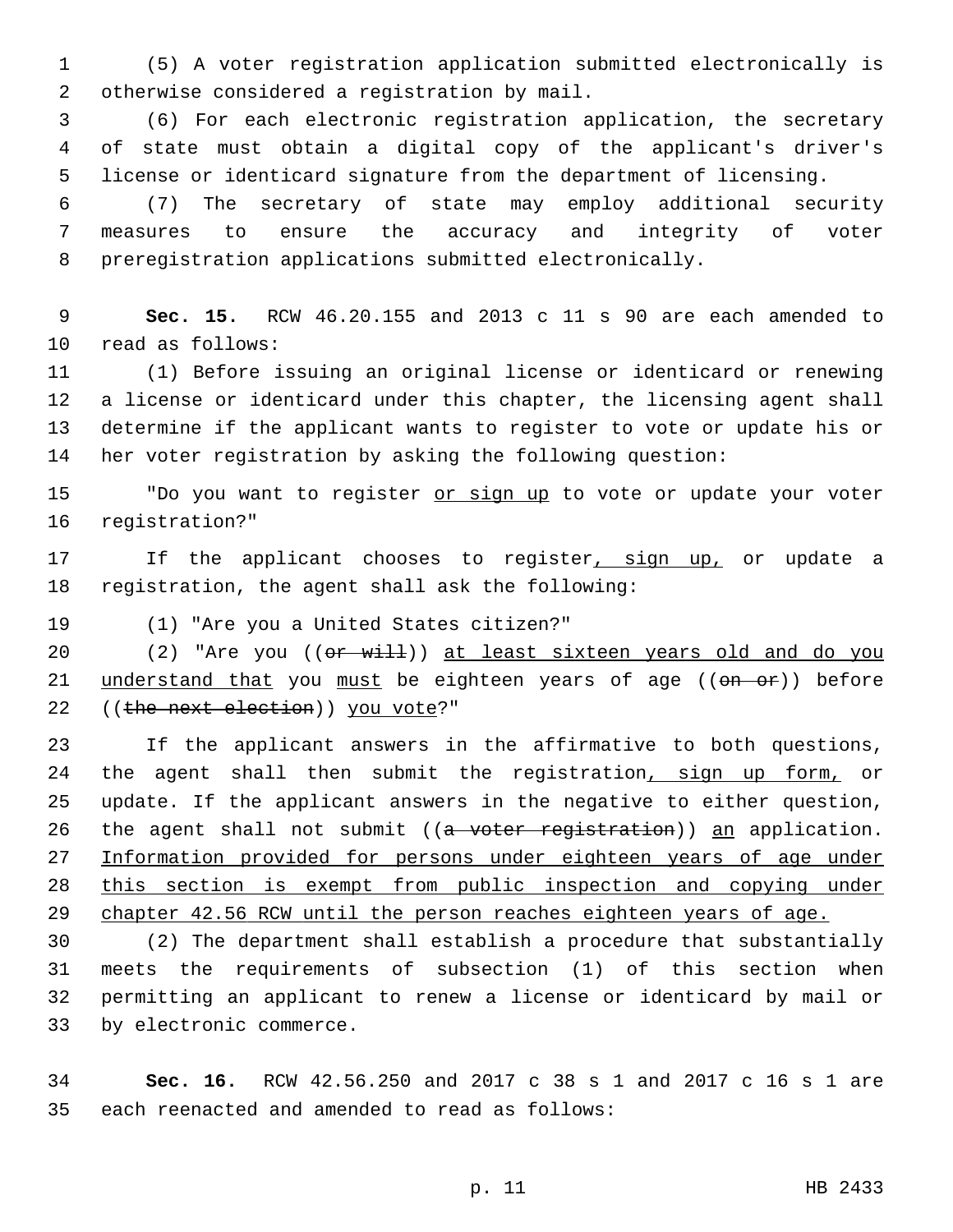(5) A voter registration application submitted electronically is otherwise considered a registration by mail.

(6) For each electronic registration application, the secretary of state must obtain a digital copy of the applicant's driver's license or identicard signature from the department of licensing.

(7) The secretary of state may employ additional security measures to ensure the accuracy and integrity of voter preregistration applications submitted electronically.

**Sec. 15.** RCW 46.20.155 and 2013 c 11 s 90 are each amended to read as follows:

(1) Before issuing an original license or identicard or renewing a license or identicard under this chapter, the licensing agent shall determine if the applicant wants to register to vote or update his or her voter registration by asking the following question:

"Do you want to register <u>or sign up</u> to vote or update your voter registration?"

If the applicant chooses to register<u>, sign up,</u> or update a registration, the agent shall ask the following:

(1) "Are you a United States citizen?"

(2) "Are you ((~~or will~~)) <u>at least sixteen years old and do you understand that</u> you <u>must</u> be eighteen years of age ((~~on or~~)) before ((~~the next election~~)) <u>you vote</u>?"

If the applicant answers in the affirmative to both questions, the agent shall then submit the registration<u>, sign up form,</u> or update. If the applicant answers in the negative to either question, the agent shall not submit ((~~a voter registration~~)) <u>an</u> application. <u>Information provided for persons under eighteen years of age under this section is exempt from public inspection and copying under chapter 42.56 RCW until the person reaches eighteen years of age.</u>

(2) The department shall establish a procedure that substantially meets the requirements of subsection (1) of this section when permitting an applicant to renew a license or identicard by mail or by electronic commerce.

**Sec. 16.** RCW 42.56.250 and 2017 c 38 s 1 and 2017 c 16 s 1 are each reenacted and amended to read as follows: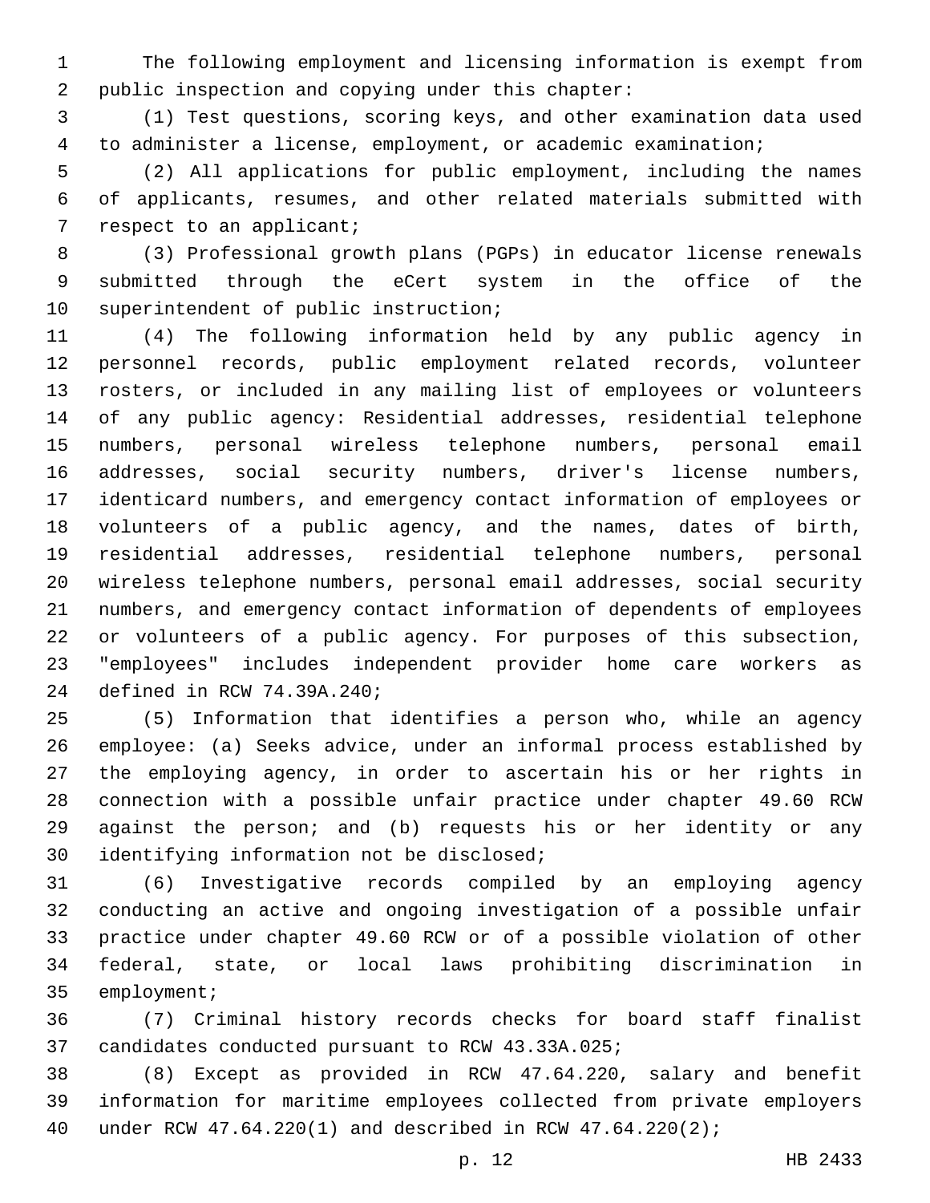The following employment and licensing information is exempt from public inspection and copying under this chapter:

(1) Test questions, scoring keys, and other examination data used to administer a license, employment, or academic examination;

(2) All applications for public employment, including the names of applicants, resumes, and other related materials submitted with respect to an applicant;

(3) Professional growth plans (PGPs) in educator license renewals submitted through the eCert system in the office of the superintendent of public instruction;

(4) The following information held by any public agency in personnel records, public employment related records, volunteer rosters, or included in any mailing list of employees or volunteers of any public agency: Residential addresses, residential telephone numbers, personal wireless telephone numbers, personal email addresses, social security numbers, driver's license numbers, identicard numbers, and emergency contact information of employees or volunteers of a public agency, and the names, dates of birth, residential addresses, residential telephone numbers, personal wireless telephone numbers, personal email addresses, social security numbers, and emergency contact information of dependents of employees or volunteers of a public agency. For purposes of this subsection, "employees" includes independent provider home care workers as defined in RCW 74.39A.240;

(5) Information that identifies a person who, while an agency employee: (a) Seeks advice, under an informal process established by the employing agency, in order to ascertain his or her rights in connection with a possible unfair practice under chapter 49.60 RCW against the person; and (b) requests his or her identity or any identifying information not be disclosed;

(6) Investigative records compiled by an employing agency conducting an active and ongoing investigation of a possible unfair practice under chapter 49.60 RCW or of a possible violation of other federal, state, or local laws prohibiting discrimination in employment;

(7) Criminal history records checks for board staff finalist candidates conducted pursuant to RCW 43.33A.025;

(8) Except as provided in RCW 47.64.220, salary and benefit information for maritime employees collected from private employers under RCW 47.64.220(1) and described in RCW 47.64.220(2);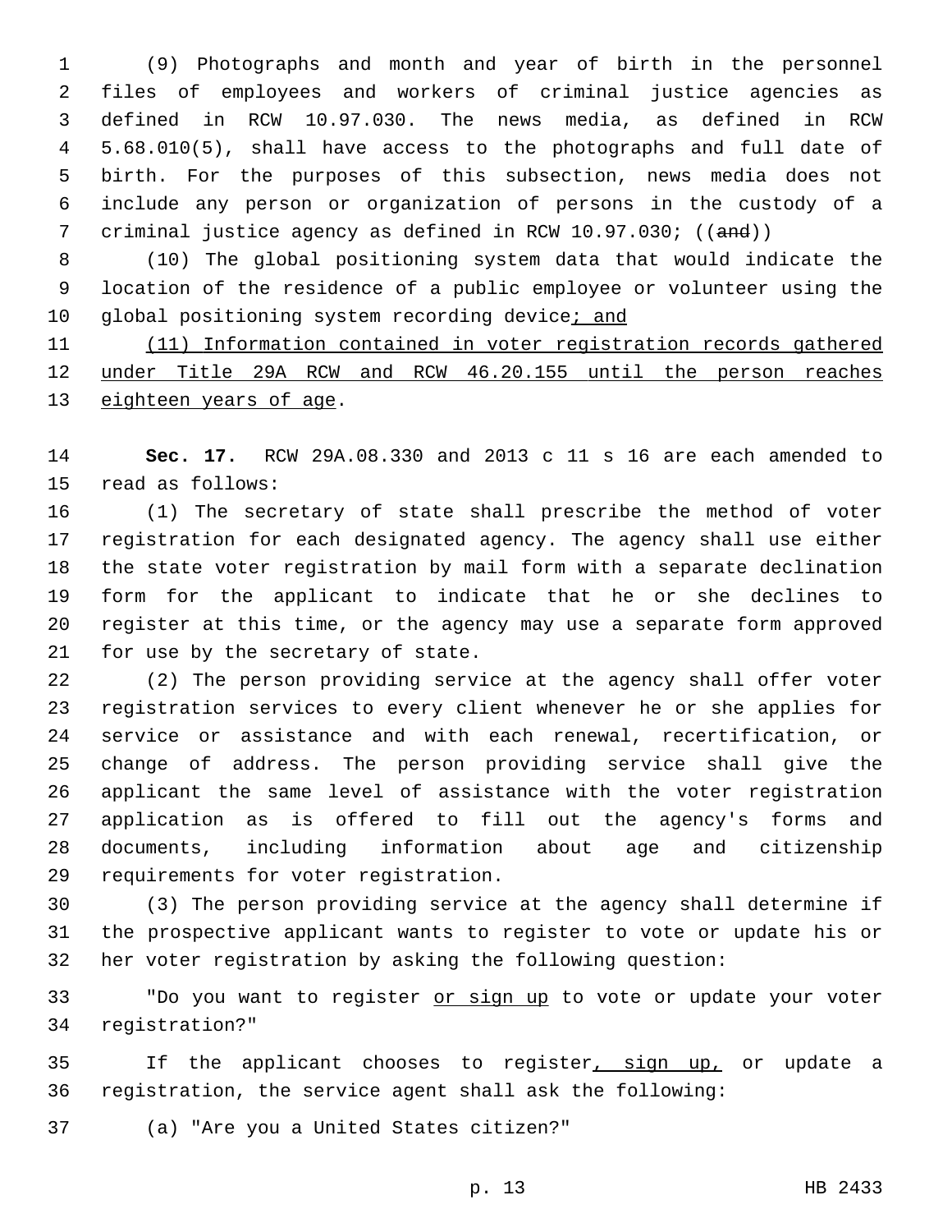(9) Photographs and month and year of birth in the personnel files of employees and workers of criminal justice agencies as defined in RCW 10.97.030. The news media, as defined in RCW 5.68.010(5), shall have access to the photographs and full date of birth. For the purposes of this subsection, news media does not include any person or organization of persons in the custody of a criminal justice agency as defined in RCW 10.97.030; ((~~and~~))

(10) The global positioning system data that would indicate the location of the residence of a public employee or volunteer using the global positioning system recording device<u>; and</u>

<u>(11) Information contained in voter registration records gathered under Title 29A RCW and RCW 46.20.155 until the person reaches eighteen years of age</u>.

**Sec. 17.** RCW 29A.08.330 and 2013 c 11 s 16 are each amended to read as follows:

(1) The secretary of state shall prescribe the method of voter registration for each designated agency. The agency shall use either the state voter registration by mail form with a separate declination form for the applicant to indicate that he or she declines to register at this time, or the agency may use a separate form approved for use by the secretary of state.

(2) The person providing service at the agency shall offer voter registration services to every client whenever he or she applies for service or assistance and with each renewal, recertification, or change of address. The person providing service shall give the applicant the same level of assistance with the voter registration application as is offered to fill out the agency's forms and documents, including information about age and citizenship requirements for voter registration.

(3) The person providing service at the agency shall determine if the prospective applicant wants to register to vote or update his or her voter registration by asking the following question:

"Do you want to register <u>or sign up</u> to vote or update your voter registration?"

If the applicant chooses to register<u>, sign up,</u> or update a registration, the service agent shall ask the following:

(a) "Are you a United States citizen?"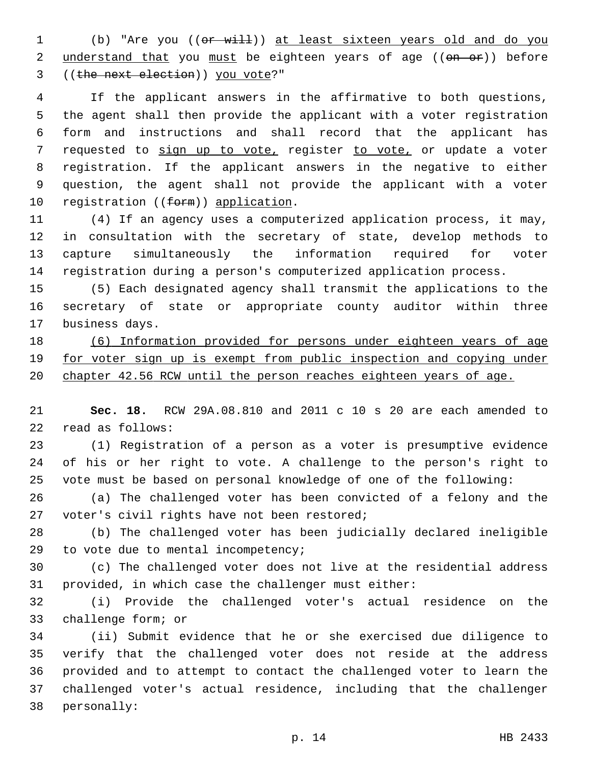(b) "Are you ((~~or will~~)) <u>at least sixteen years old and do you understand that</u> you <u>must</u> be eighteen years of age ((~~on or~~)) before ((~~the next election~~)) <u>you vote</u>?"

If the applicant answers in the affirmative to both questions, the agent shall then provide the applicant with a voter registration form and instructions and shall record that the applicant has requested to <u>sign up to vote,</u> register <u>to vote,</u> or update a voter registration. If the applicant answers in the negative to either question, the agent shall not provide the applicant with a voter registration ((~~form~~)) <u>application</u>.

(4) If an agency uses a computerized application process, it may, in consultation with the secretary of state, develop methods to capture simultaneously the information required for voter registration during a person's computerized application process.

(5) Each designated agency shall transmit the applications to the secretary of state or appropriate county auditor within three business days.

<u>(6) Information provided for persons under eighteen years of age for voter sign up is exempt from public inspection and copying under chapter 42.56 RCW until the person reaches eighteen years of age.</u>

**Sec. 18.** RCW 29A.08.810 and 2011 c 10 s 20 are each amended to read as follows:

(1) Registration of a person as a voter is presumptive evidence of his or her right to vote. A challenge to the person's right to vote must be based on personal knowledge of one of the following:

(a) The challenged voter has been convicted of a felony and the voter's civil rights have not been restored;

(b) The challenged voter has been judicially declared ineligible to vote due to mental incompetency;

(c) The challenged voter does not live at the residential address provided, in which case the challenger must either:

(i) Provide the challenged voter's actual residence on the challenge form; or

(ii) Submit evidence that he or she exercised due diligence to verify that the challenged voter does not reside at the address provided and to attempt to contact the challenged voter to learn the challenged voter's actual residence, including that the challenger personally: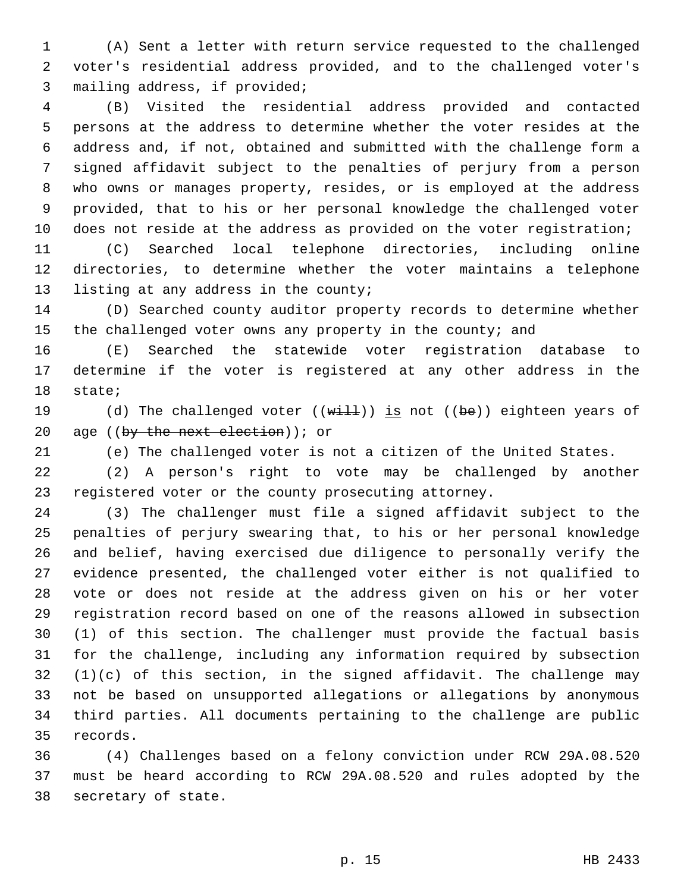(A) Sent a letter with return service requested to the challenged voter's residential address provided, and to the challenged voter's mailing address, if provided;

(B) Visited the residential address provided and contacted persons at the address to determine whether the voter resides at the address and, if not, obtained and submitted with the challenge form a signed affidavit subject to the penalties of perjury from a person who owns or manages property, resides, or is employed at the address provided, that to his or her personal knowledge the challenged voter does not reside at the address as provided on the voter registration;

(C) Searched local telephone directories, including online directories, to determine whether the voter maintains a telephone listing at any address in the county;

(D) Searched county auditor property records to determine whether the challenged voter owns any property in the county; and

(E) Searched the statewide voter registration database to determine if the voter is registered at any other address in the state;

(d) The challenged voter ((~~will~~)) is not ((~~be~~)) eighteen years of age ((~~by the next election~~)); or

(e) The challenged voter is not a citizen of the United States.

(2) A person's right to vote may be challenged by another registered voter or the county prosecuting attorney.

(3) The challenger must file a signed affidavit subject to the penalties of perjury swearing that, to his or her personal knowledge and belief, having exercised due diligence to personally verify the evidence presented, the challenged voter either is not qualified to vote or does not reside at the address given on his or her voter registration record based on one of the reasons allowed in subsection (1) of this section. The challenger must provide the factual basis for the challenge, including any information required by subsection (1)(c) of this section, in the signed affidavit. The challenge may not be based on unsupported allegations or allegations by anonymous third parties. All documents pertaining to the challenge are public records.

(4) Challenges based on a felony conviction under RCW 29A.08.520 must be heard according to RCW 29A.08.520 and rules adopted by the secretary of state.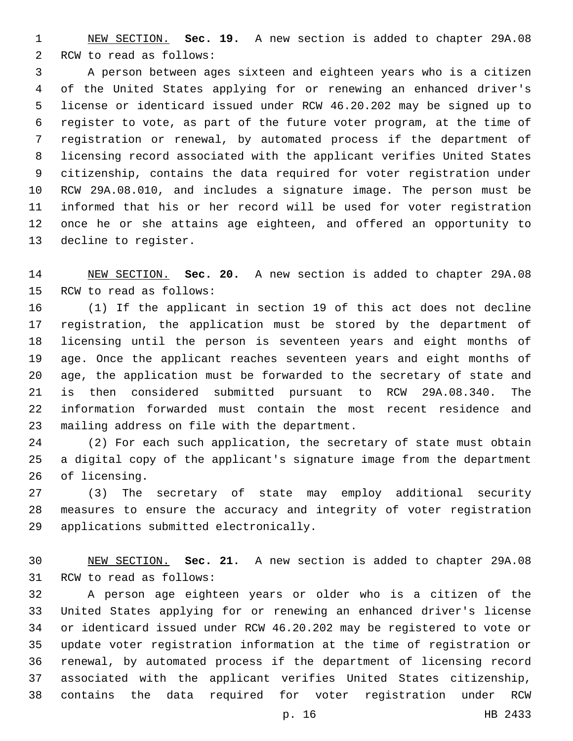NEW SECTION. **Sec. 19.** A new section is added to chapter 29A.08 RCW to read as follows:

A person between ages sixteen and eighteen years who is a citizen of the United States applying for or renewing an enhanced driver's license or identicard issued under RCW 46.20.202 may be signed up to register to vote, as part of the future voter program, at the time of registration or renewal, by automated process if the department of licensing record associated with the applicant verifies United States citizenship, contains the data required for voter registration under RCW 29A.08.010, and includes a signature image. The person must be informed that his or her record will be used for voter registration once he or she attains age eighteen, and offered an opportunity to decline to register.

NEW SECTION. **Sec. 20.** A new section is added to chapter 29A.08 RCW to read as follows:

(1) If the applicant in section 19 of this act does not decline registration, the application must be stored by the department of licensing until the person is seventeen years and eight months of age. Once the applicant reaches seventeen years and eight months of age, the application must be forwarded to the secretary of state and is then considered submitted pursuant to RCW 29A.08.340. The information forwarded must contain the most recent residence and mailing address on file with the department.

(2) For each such application, the secretary of state must obtain a digital copy of the applicant's signature image from the department of licensing.

(3) The secretary of state may employ additional security measures to ensure the accuracy and integrity of voter registration applications submitted electronically.

NEW SECTION. **Sec. 21.** A new section is added to chapter 29A.08 RCW to read as follows:

A person age eighteen years or older who is a citizen of the United States applying for or renewing an enhanced driver's license or identicard issued under RCW 46.20.202 may be registered to vote or update voter registration information at the time of registration or renewal, by automated process if the department of licensing record associated with the applicant verifies United States citizenship, contains the data required for voter registration under RCW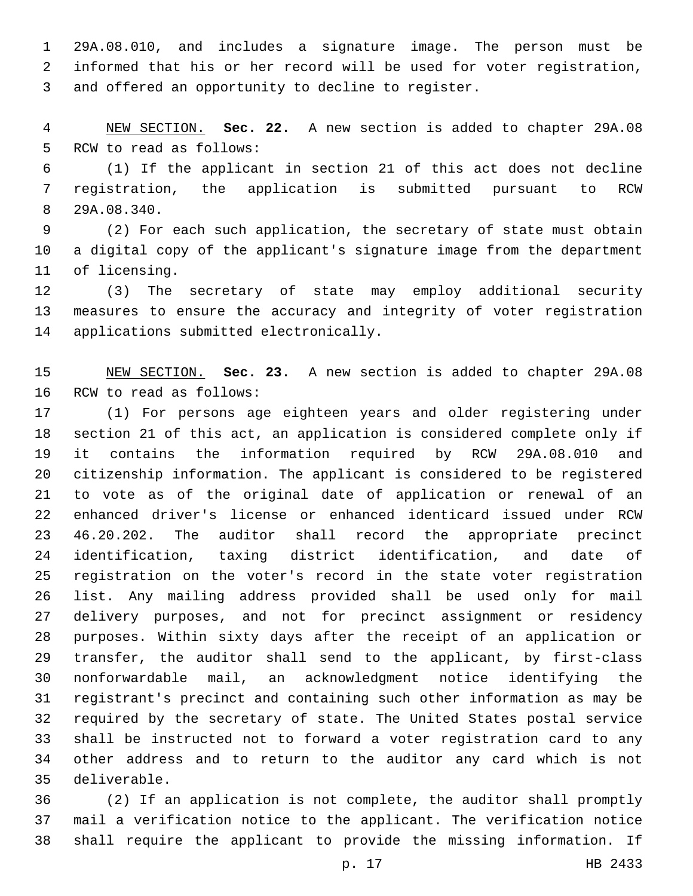29A.08.010, and includes a signature image. The person must be informed that his or her record will be used for voter registration, and offered an opportunity to decline to register.

NEW SECTION. **Sec. 22.** A new section is added to chapter 29A.08 RCW to read as follows:

(1) If the applicant in section 21 of this act does not decline registration, the application is submitted pursuant to RCW 29A.08.340.

(2) For each such application, the secretary of state must obtain a digital copy of the applicant's signature image from the department of licensing.

(3) The secretary of state may employ additional security measures to ensure the accuracy and integrity of voter registration applications submitted electronically.

NEW SECTION. **Sec. 23.** A new section is added to chapter 29A.08 RCW to read as follows:

(1) For persons age eighteen years and older registering under section 21 of this act, an application is considered complete only if it contains the information required by RCW 29A.08.010 and citizenship information. The applicant is considered to be registered to vote as of the original date of application or renewal of an enhanced driver's license or enhanced identicard issued under RCW 46.20.202. The auditor shall record the appropriate precinct identification, taxing district identification, and date of registration on the voter's record in the state voter registration list. Any mailing address provided shall be used only for mail delivery purposes, and not for precinct assignment or residency purposes. Within sixty days after the receipt of an application or transfer, the auditor shall send to the applicant, by first-class nonforwardable mail, an acknowledgment notice identifying the registrant's precinct and containing such other information as may be required by the secretary of state. The United States postal service shall be instructed not to forward a voter registration card to any other address and to return to the auditor any card which is not deliverable.

(2) If an application is not complete, the auditor shall promptly mail a verification notice to the applicant. The verification notice shall require the applicant to provide the missing information. If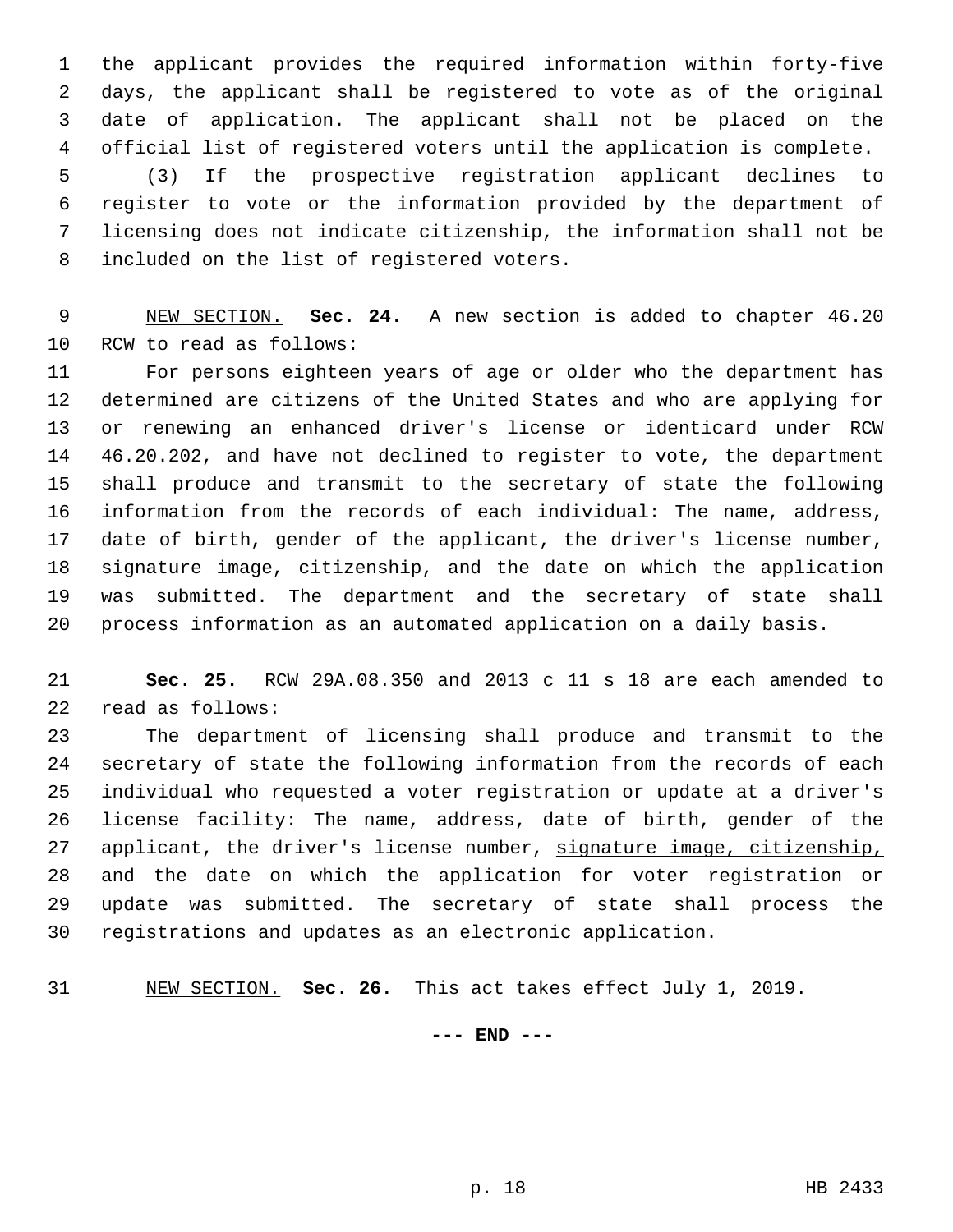the applicant provides the required information within forty-five days, the applicant shall be registered to vote as of the original date of application. The applicant shall not be placed on the official list of registered voters until the application is complete.

(3) If the prospective registration applicant declines to register to vote or the information provided by the department of licensing does not indicate citizenship, the information shall not be included on the list of registered voters.

<u>NEW SECTION.</u> **Sec. 24.** A new section is added to chapter 46.20 RCW to read as follows:

For persons eighteen years of age or older who the department has determined are citizens of the United States and who are applying for or renewing an enhanced driver's license or identicard under RCW 46.20.202, and have not declined to register to vote, the department shall produce and transmit to the secretary of state the following information from the records of each individual: The name, address, date of birth, gender of the applicant, the driver's license number, signature image, citizenship, and the date on which the application was submitted. The department and the secretary of state shall process information as an automated application on a daily basis.

**Sec. 25.** RCW 29A.08.350 and 2013 c 11 s 18 are each amended to read as follows:

The department of licensing shall produce and transmit to the secretary of state the following information from the records of each individual who requested a voter registration or update at a driver's license facility: The name, address, date of birth, gender of the applicant, the driver's license number, <u>signature image, citizenship,</u> and the date on which the application for voter registration or update was submitted. The secretary of state shall process the registrations and updates as an electronic application.

<u>NEW SECTION.</u> **Sec. 26.** This act takes effect July 1, 2019.

**--- END ---**